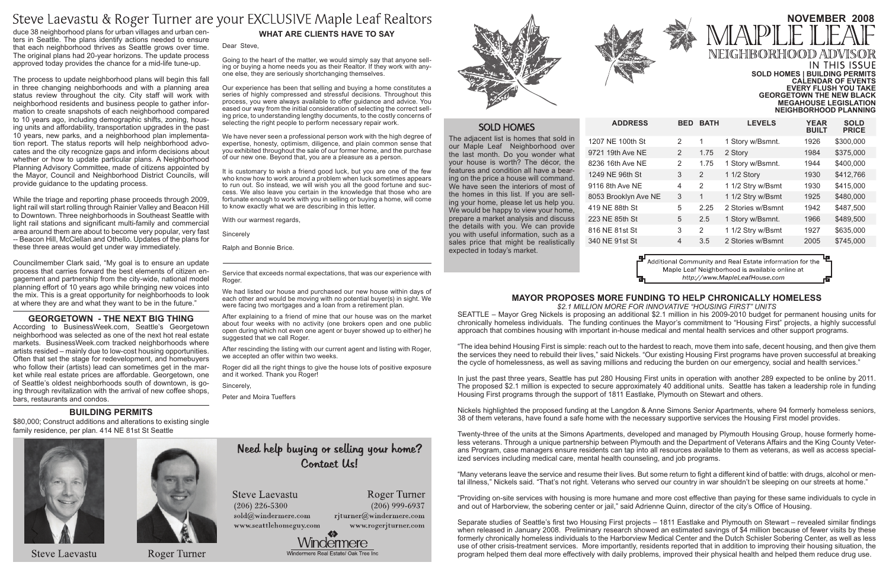# Steve Laevastu & Roger Turner are your EXCLUSIVE Maple Leaf Realtors

duce 38 neighborhood plans for urban villages and urban centers in Seattle. The plans identify actions needed to ensure that each neighborhood thrives as Seattle grows over time. The original plans had 20-year horizons. The update process approved today provides the chance for a mid-life tune-up.

The process to update neighborhood plans will begin this fall in three changing neighborhoods and with a planning area status review throughout the city. City staff will work with neighborhood residents and business people to gather information to create snapshots of each neighborhood compared to 10 years ago, including demographic shifts, zoning, housing units and affordability, transportation upgrades in the past 10 years, new parks, and a neighborhood plan implementation report. The status reports will help neighborhood advocates and the city recognize gaps and inform decisions about whether or how to update particular plans. A Neighborhood Planning Advisory Committee, made of citizens appointed by the Mayor, Council and Neighborhood District Councils, will provide guidance to the updating process.

While the triage and reporting phase proceeds through 2009, light rail will start rolling through Rainier Valley and Beacon Hill to Downtown. Three neighborhoods in Southeast Seattle with light rail stations and significant multi-family and commercial area around them are about to become very popular, very fast -- Beacon Hill, McClellan and Othello. Updates of the plans for these three areas would get under way immediately.

Councilmember Clark said, "My goal is to ensure an update process that carries forward the best elements of citizen engagement and partnership from the city-wide, national model planning effort of 10 years ago while bringing new voices into the mix. This is a great opportunity for neighborhoods to look at where they are and what they want to be in the future."

## GEORGETOWN - THE NEXT BIG THING

According to BusinessWeek.com, Seattle's Georgetown neighborhood was selected as one of the next hot real estate markets. BusinessWeek.com tracked neighborhoods where artists resided – mainly due to low-cost housing opportunities. Often that set the stage for redevelopment, and homebuyers who follow their (artists) lead can sometimes get in the market while real estate prices are affordable. Georgetown, one of Seattle's oldest neighborhoods south of downtown, is going through revitalization with the arrival of new coffee shops, bars, restaurants and condos.

## BUILDING PERMITS

$80,000; Construct additions and alterations to existing single family residence, per plan. 414 NE 81st St Seattle

Steve Laevastu

Roger Turner

## WHAT ARE CLIENTS HAVE TO SAY

Dear Steve,

Going to the heart of the matter, we would simply say that anyone selling or buying a home needs you as their Realtor. If they work with anyone else, they are seriously shortchanging themselves.

Our experience has been that selling and buying a home constitutes a series of highly compressed and stressful decisions. Throughout this process, you were always available to offer guidance and advice. You eased our way from the initial consideration of selecting the correct selling price, to understanding lengthy documents, to the costly concerns of selecting the right people to perform necessary repair work.

We have never seen a professional person work with the high degree of expertise, honesty, optimism, diligence, and plain common sense that you exhibited throughout the sale of our former home, and the purchase of our new one. Beyond that, you are a pleasure as a person.

It is customary to wish a friend good luck, but you are one of the few who know how to work around a problem when luck sometimes appears to run out. So instead, we will wish you all the good fortune and success. We also leave you certain in the knowledge that those who are fortunate enough to work with you in selling or buying a home, will come to know exactly what we are describing in this letter.

With our warmest regards,

Sincerely

Ralph and Bonnie Brice.

---

Service that exceeds normal expectations, that was our experience with Roger.

We had listed our house and purchased our new house within days of each other and would be moving with no potential buyer(s) in sight. We were facing two mortgages and a loan from a retirement plan.

After explaining to a friend of mine that our house was on the market about four weeks with no activity (one brokers open and one public open during which not even one agent or buyer showed up to either) he suggested that we call Roger.

After rescinding the listing with our current agent and listing with Roger, we accepted an offer within two weeks.

Roger did all the right things to give the house lots of positive exposure and it worked. Thank you Roger!

Sincerely,

Peter and Moira Tueffers

## Need help buying or selling your home? Contact Us!

Steve Laevastu
(206) 226-5300
sold@windermere.com
www.seattlehomeguy.com

Roger Turner
(206) 999-6937
rjturner@windermere.com
www.rogerjturner.com

Windermere
Windermere Real Estate/ Oak Tree Inc

# NOVEMBER 2008 MAPLE LEAF NEIGHBORHOOD ADVISOR

**IN THIS ISSUE**
**SOLD HOMES | BUILDING PERMITS**
**CALENDAR OF EVENTS**
**EVERY FLUSH YOU TAKE**
**GEORGETOWN THE NEW BLACK**
**MEGAHOUSE LEGISLATION**
**NEIGHBORHOOD PLANNING**

## SOLD HOMES

The adjacent list is homes that sold in our Maple Leaf Neighborhood over the last month. Do you wonder what your house is worth? The décor, the features and condition all have a bearing on the price a house will command. We have seen the interiors of most of the homes in this list. If you are selling your home, please let us help you. We would be happy to view your home, prepare a market analysis and discuss the details with you. We can provide you with useful information, such as a sales price that might be realistically expected in today's market.

| ADDRESS | BED | BATH | LEVELS | YEAR BUILT | SOLD PRICE |
|---|---|---|---|---|---|
| 1207 NE 100th St | 2 | 1 | 1 Story w/Bsmnt. | 1926 | $300,000 |
| 9721 19th Ave NE | 2 | 1.75 | 2 Story | 1984 | $375,000 |
| 8236 16th Ave NE | 2 | 1.75 | 1 Story w/Bsmnt. | 1944 | $400,000 |
| 1249 NE 96th St | 3 | 2 | 1 1/2 Story | 1930 | $412,766 |
| 9116 8th Ave NE | 4 | 2 | 1 1/2 Stry w/Bsmt | 1930 | $415,000 |
| 8053 Brooklyn Ave NE | 3 | 1 | 1 1/2 Stry w/Bsmt | 1925 | $480,000 |
| 419 NE 88th St | 5 | 2.25 | 2 Stories w/Bsmnt | 1942 | $487,500 |
| 223 NE 85th St | 5 | 2.5 | 1 Story w/Bsmnt. | 1966 | $489,500 |
| 816 NE 81st St | 3 | 2 | 1 1/2 Stry w/Bsmt | 1927 | $635,000 |
| 340 NE 91st St | 4 | 3.5 | 2 Stories w/Bsmnt | 2005 | $745,000 |

Additional Community and Real Estate information for the Maple Leaf Neighborhood is available online at http://www.MapleLeafHouse.com

## MAYOR PROPOSES MORE FUNDING TO HELP CHRONICALLY HOMELESS

*$2.1 MILLION MORE FOR INNOVATIVE "HOUSING FIRST" UNITS*

SEATTLE – Mayor Greg Nickels is proposing an additional $2.1 million in his 2009-2010 budget for permanent housing units for chronically homeless individuals. The funding continues the Mayor's commitment to "Housing First" projects, a highly successful approach that combines housing with important in-house medical and mental health services and other support programs.

"The idea behind Housing First is simple: reach out to the hardest to reach, move them into safe, decent housing, and then give them the services they need to rebuild their lives," said Nickels. "Our existing Housing First programs have proven successful at breaking the cycle of homelessness, as well as saving millions and reducing the burden on our emergency, social and health services."

In just the past three years, Seattle has put 280 Housing First units in operation with another 289 expected to be online by 2011. The proposed $2.1 million is expected to secure approximately 40 additional units. Seattle has taken a leadership role in funding Housing First programs through the support of 1811 Eastlake, Plymouth on Stewart and others.

Nickels highlighted the proposed funding at the Langdon & Anne Simons Senior Apartments, where 94 formerly homeless seniors, 38 of them veterans, have found a safe home with the necessary supportive services the Housing First model provides.

Twenty-three of the units at the Simons Apartments, developed and managed by Plymouth Housing Group, house formerly homeless veterans. Through a unique partnership between Plymouth and the Department of Veterans Affairs and the King County Veterans Program, case managers ensure residents can tap into all resources available to them as veterans, as well as access specialized services including medical care, mental health counseling, and job programs.

"Many veterans leave the service and resume their lives. But some return to fight a different kind of battle: with drugs, alcohol or mental illness," Nickels said. "That's not right. Veterans who served our country in war shouldn't be sleeping on our streets at home."

"Providing on-site services with housing is more humane and more cost effective than paying for these same individuals to cycle in and out of Harborview, the sobering center or jail," said Adrienne Quinn, director of the city's Office of Housing.

Separate studies of Seattle's first two Housing First projects – 1811 Eastlake and Plymouth on Stewart – revealed similar findings when released in January 2008. Preliminary research showed an estimated savings of $4 million because of fewer visits by these formerly chronically homeless individuals to the Harborview Medical Center and the Dutch Schisler Sobering Center, as well as less use of other crisis-treatment services. More importantly, residents reported that in addition to improving their housing situation, the program helped them deal more effectively with daily problems, improved their physical health and helped them reduce drug use.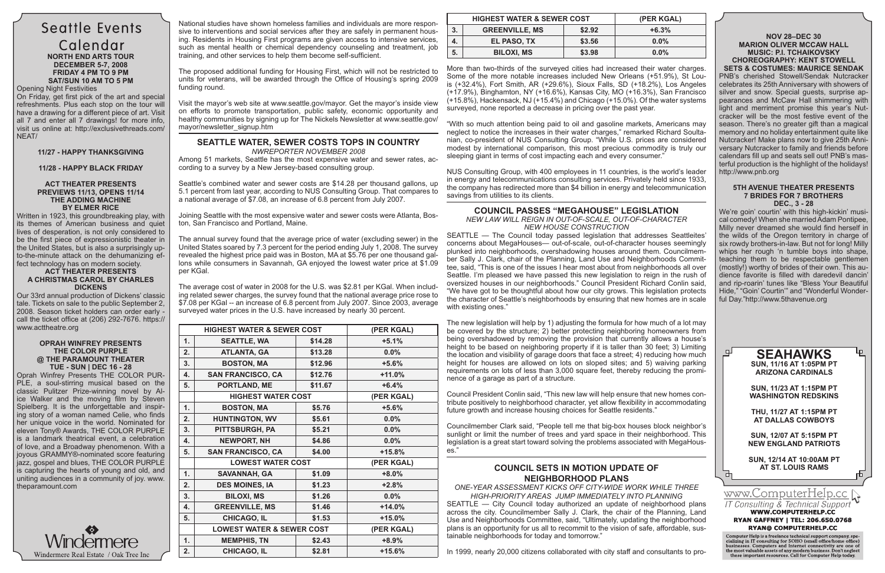# Seattle Events Calendar

**NORTH END ARTS TOUR**
**DECEMBER 5-7, 2008**
**FRIDAY 4 PM TO 9 PM**
**SAT/SUN 10 AM TO 5 PM**

Opening Night Festivities

On Friday, get first pick of the art and special refreshments. Plus each stop on the tour will have a drawing for a different piece of art. Visit all 7 and enter all 7 drawings! for more info, visit us online at: http://exclusivethreads.com/NEAT/

**11/27 - HAPPY THANKSGIVING**

**11/28 - HAPPY BLACK FRIDAY**

**ACT THEATER PRESENTS**
**PREVIEWS 11/13, OPENS 11/14**
**THE ADDING MACHINE**
**BY ELMER RICE**

Written in 1923, this groundbreaking play, with its themes of American business and quiet lives of desperation, is not only considered to be the first piece of expressionistic theater in the United States, but is also a surprisingly up-to-the-minute attack on the dehumanizing effect technology has on modern society.

**ACT THEATER PRESENTS**
**A CHRISTMAS CAROL BY CHARLES DICKENS**

Our 33rd annual production of Dickens' classic tale. Tickets on sale to the public September 2, 2008. Season ticket holders can order early - call the ticket office at (206) 292-7676. https://www.acttheatre.org

**OPRAH WINFREY PRESENTS**
**THE COLOR PURPLE**
**@ THE PARAMOUNT THEATER**
**TUE - SUN | DEC 16 - 28**

Oprah Winfrey Presents THE COLOR PURPLE, a soul-stirring musical based on the classic Pulitzer Prize-winning novel by Alice Walker and the moving film by Steven Spielberg. It is the unforgettable and inspiring story of a woman named Celie, who finds her unique voice in the world. Nominated for eleven Tony® Awards, THE COLOR PURPLE is a landmark theatrical event, a celebration of love, and a Broadway phenomenon. With a joyous GRAMMY®-nominated score featuring jazz, gospel and blues, THE COLOR PURPLE is capturing the hearts of young and old, and uniting audiences in a community of joy. www.theparamount.com

Windermere

Windermere Real Estate / Oak Tree Inc

National studies have shown homeless families and individuals are more responsive to interventions and social services after they are safely in permanent housing. Residents in Housing First programs are given access to intensive services, such as mental health or chemical dependency counseling and treatment, job training, and other services to help them become self-sufficient.

The proposed additional funding for Housing First, which will not be restricted to units for veterans, will be awarded through the Office of Housing's spring 2009 funding round.

Visit the mayor's web site at www.seattle.gov/mayor. Get the mayor's inside view on efforts to promote transportation, public safety, economic opportunity and healthy communities by signing up for The Nickels Newsletter at www.seattle.gov/mayor/newsletter_signup.htm

## SEATTLE WATER, SEWER COSTS TOPS IN COUNTRY

*NWREPORTER NOVEMBER 2008*

Among 51 markets, Seattle has the most expensive water and sewer rates, according to a survey by a New Jersey-based consulting group.

Seattle's combined water and sewer costs are $14.28 per thousand gallons, up 5.1 percent from last year, according to NUS Consulting Group. That compares to a national average of $7.08, an increase of 6.8 percent from July 2007.

Joining Seattle with the most expensive water and sewer costs were Atlanta, Boston, San Francisco and Portland, Maine.

The annual survey found that the average price of water (excluding sewer) in the United States soared by 7.3 percent for the period ending July 1, 2008. The survey revealed the highest price paid was in Boston, MA at $5.76 per one thousand gallons while consumers in Savannah, GA enjoyed the lowest water price at $1.09 per KGal.

The average cost of water in 2008 for the U.S. was $2.81 per KGal. When including related sewer charges, the survey found that the national average price rose to $7.08 per KGal -- an increase of 6.8 percent from July 2007. Since 2003, average surveyed water prices in the U.S. have increased by nearly 30 percent.

| | HIGHEST WATER & SEWER COST | | (PER KGAL) |
|---|---|---|---|
| 1. | SEATTLE, WA | $14.28 | +5.1% |
| 2. | ATLANTA, GA | $13.28 | 0.0% |
| 3. | BOSTON, MA | $12.96 | +5.6% |
| 4. | SAN FRANCISCO, CA | $12.76 | +11.0% |
| 5. | PORTLAND, ME | $11.67 | +6.4% |
| | **HIGHEST WATER COST** | | **(PER KGAL)** |
| 1. | BOSTON, MA | $5.76 | +5.6% |
| 2. | HUNTINGTON, WV | $5.61 | 0.0% |
| 3. | PITTSBURGH, PA | $5.21 | 0.0% |
| 4. | NEWPORT, NH | $4.86 | 0.0% |
| 5. | SAN FRANCISCO, CA | $4.00 | +15.8% |
| | **LOWEST WATER COST** | | **(PER KGAL)** |
| 1. | SAVANNAH, GA | $1.09 | +8.0% |
| 2. | DES MOINES, IA | $1.23 | +2.8% |
| 3. | BILOXI, MS | $1.26 | 0.0% |
| 4. | GREENVILLE, MS | $1.46 | +14.0% |
| 5. | CHICAGO, IL | $1.53 | +15.0% |
| | **LOWEST WATER & SEWER COST** | | **(PER KGAL)** |
| 1. | MEMPHIS, TN | $2.43 | +8.9% |
| 2. | CHICAGO, IL | $2.81 | +15.6% |
| 3. | GREENVILLE, MS | $2.92 | +6.3% |
| 4. | EL PASO, TX | $3.56 | 0.0% |
| 5. | BILOXI, MS | $3.98 | 0.0% |

More than two-thirds of the surveyed cities had increased their water charges. Some of the more notable increases included New Orleans (+51.9%), St Louis (+32.4%), Fort Smith, AR (+29.6%), Sioux Falls, SD (+18.2%), Los Angeles (+17.9%), Binghamton, NY (+16.6%), Kansas City, MO (+16.3%), San Francisco (+15.8%), Hackensack, NJ (+15.4%) and Chicago (+15.0%). Of the water systems surveyed, none reported a decrease in pricing over the past year.

"With so much attention being paid to oil and gasoline markets, Americans may neglect to notice the increases in their water charges," remarked Richard Soultanian, co-president of NUS Consulting Group. "While U.S. prices are considered modest by international comparison, this most precious commodity is truly our sleeping giant in terms of cost impacting each and every consumer."

NUS Consulting Group, with 400 employees in 11 countries, is the world's leader in energy and telecommunications consulting services. Privately held since 1933, the company has redirected more than $4 billion in energy and telecommunication savings from utilities to its clients.

## COUNCIL PASSES "MEGAHOUSE" LEGISLATION

*NEW LAW WILL REIGN IN OUT-OF-SCALE, OUT-OF-CHARACTER NEW HOUSE CONSTRUCTION*

SEATTLE — The Council today passed legislation that addresses Seattleites' concerns about MegaHouses— out-of-scale, out-of-character houses seemingly plunked into neighborhoods, overshadowing houses around them. Councilmember Sally J. Clark, chair of the Planning, Land Use and Neighborhoods Committee, said, "This is one of the issues I hear most about from neighborhoods all over Seattle. I'm pleased we have passed this new legislation to reign in the rush of oversized houses in our neighborhoods." Council President Richard Conlin said, "We have got to be thoughtful about how our city grows. This legislation protects the character of Seattle's neighborhoods by ensuring that new homes are in scale with existing ones."

The new legislation will help by 1) adjusting the formula for how much of a lot may be covered by the structure; 2) better protecting neighboring homeowners from being overshadowed by removing the provision that currently allows a house's height to be based on neighboring property if it is taller than 30 feet; 3) Limiting the location and visibility of garage doors that face a street; 4) reducing how much height for houses are allowed on lots on sloped sites; and 5) waiving parking requirements on lots of less than 3,000 square feet, thereby reducing the prominence of a garage as part of a structure.

Council President Conlin said, "This new law will help ensure that new homes contribute positively to neighborhood character, yet allow flexibility in accommodating future growth and increase housing choices for Seattle residents."

Councilmember Clark said, "People tell me that big-box houses block neighbor's sunlight or limit the number of trees and yard space in their neighborhood. This legislation is a great start toward solving the problems associated with MegaHouses."

## COUNCIL SETS IN MOTION UPDATE OF NEIGHBORHOOD PLANS

*ONE-YEAR ASSESSMENT KICKS OFF CITY-WIDE WORK WHILE THREE HIGH-PRIORITY AREAS JUMP IMMEDIATELY INTO PLANNING*

SEATTLE — City Council today authorized an update of neighborhood plans across the city. Councilmember Sally J. Clark, the chair of the Planning, Land Use and Neighborhoods Committee, said, "Ultimately, updating the neighborhood plans is an opportunity for us all to recommit to the vision of safe, affordable, sustainable neighborhoods for today and tomorrow."

In 1999, nearly 20,000 citizens collaborated with city staff and consultants to pro-

**NOV 28–DEC 30**
**MARION OLIVER MCCAW HALL**
**MUSIC: P.I. TCHAIKOVSKY**
**CHOREOGRAPHY: KENT STOWELL**
**SETS & COSTUMES: MAURICE SENDAK**

PNB's cherished Stowell/Sendak Nutcracker celebrates its 25th Anniversary with showers of silver and snow. Special guests, surprise appearances and McCaw Hall shimmering with light and merriment promise this year's Nutcracker will be the most festive event of the season. There's no greater gift than a magical memory and no holiday entertainment quite like Nutcracker! Make plans now to give 25th Anniversary Nutcracker to family and friends before calendars fill up and seats sell out! PNB's masterful production is the highlight of the holidays! http://www.pnb.org

**5TH AVENUE THEATER PRESENTS**
**7 BRIDES FOR 7 BROTHERS**
**DEC., 3 - 28**

We're goin' courtin' with this high-kickin' musical comedy! When she married Adam Pontipee, Milly never dreamed she would find herself in the wilds of the Oregon territory in charge of six rowdy brothers-in-law. But not for long! Milly whips her rough 'n tumble boys into shape, teaching them to be respectable gentlemen (mostly!) worthy of brides of their own. This audience favorite is filled with daredevil dancin' and rip-roarin' tunes like "Bless Your Beautiful Hide," "Goin' Courtin'" and "Wonderful Wonderful Day."http://www.5thavenue.org

**SEAHAWKS**

**SUN, 11/16 AT 1:05PM PT**
**ARIZONA CARDINALS**

**SUN, 11/23 AT 1:15PM PT**
**WASHINGTON REDSKINS**

**THU, 11/27 AT 1:15PM PT**
**AT DALLAS COWBOYS**

**SUN, 12/07 AT 5:15PM PT**
**NEW ENGLAND PATRIOTS**

**SUN, 12/14 AT 10:00AM PT**
**AT ST. LOUIS RAMS**

www.ComputerHelp.cc

*IT Consulting & Technical Support*

**WWW.COMPUTERHELP.CC**
**RYAN GAFFNEY | TEL: 206.650.0768**
**RYAN@ COMPUTERHELP.CC**

Computer Help is a freelance technical support company, specializing in IT consulting for SOHO (small office/home office) businesses. Computers and Internet connectivity are one of the most valuable assets of any modern business. Don't neglect these important resources. Call for Computer Help today.